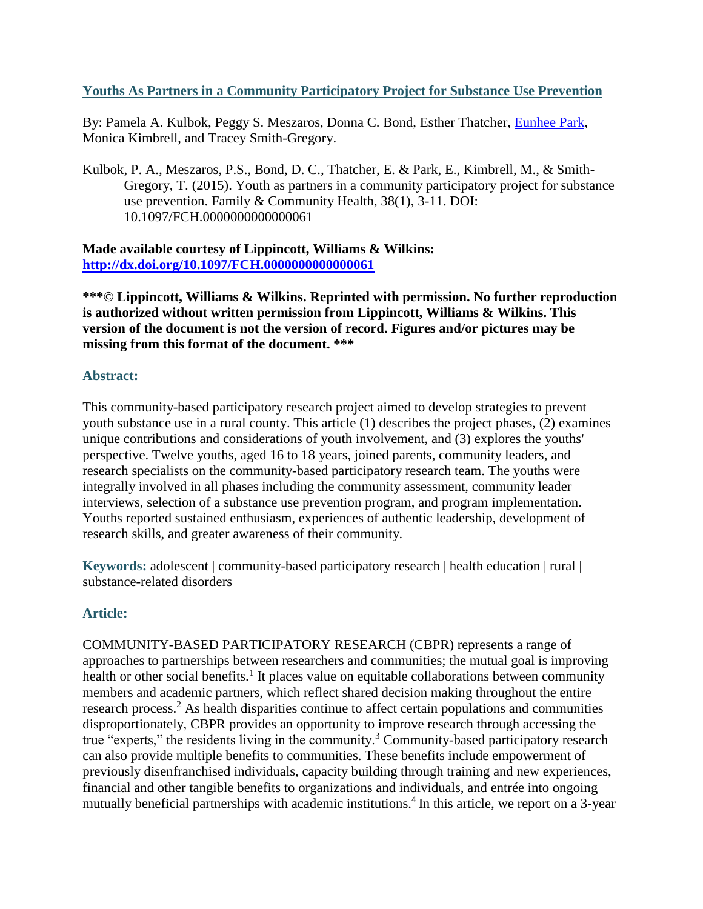**[Youths As Partners in a Community Participatory Project for Substance Use Prevention](#)**

By: Pamela A. Kulbok, Peggy S. Meszaros, Donna C. Bond, Esther Thatcher, [Eunhee Park](#), Monica Kimbrell, and Tracey Smith-Gregory.

Kulbok, P. A., Meszaros, P.S., Bond, D. C., Thatcher, E. & Park, E., Kimbrell, M., & Smith-Gregory, T. (2015). Youth as partners in a community participatory project for substance use prevention. Family & Community Health, 38(1), 3-11. DOI: 10.1097/FCH.0000000000000061

**Made available courtesy of Lippincott, Williams & Wilkins: [http://dx.doi.org/10.1097/FCH.0000000000000061](http://dx.doi.org/10.1097/FCH.0000000000000061)**

**\*\*\*© Lippincott, Williams & Wilkins. Reprinted with permission. No further reproduction is authorized without written permission from Lippincott, Williams & Wilkins. This version of the document is not the version of record. Figures and/or pictures may be missing from this format of the document. \*\*\***

## Abstract:

This community-based participatory research project aimed to develop strategies to prevent youth substance use in a rural county. This article (1) describes the project phases, (2) examines unique contributions and considerations of youth involvement, and (3) explores the youths' perspective. Twelve youths, aged 16 to 18 years, joined parents, community leaders, and research specialists on the community-based participatory research team. The youths were integrally involved in all phases including the community assessment, community leader interviews, selection of a substance use prevention program, and program implementation. Youths reported sustained enthusiasm, experiences of authentic leadership, development of research skills, and greater awareness of their community.

**Keywords:** adolescent | community-based participatory research | health education | rural | substance-related disorders

## Article:

COMMUNITY-BASED PARTICIPATORY RESEARCH (CBPR) represents a range of approaches to partnerships between researchers and communities; the mutual goal is improving health or other social benefits.[1] It places value on equitable collaborations between community members and academic partners, which reflect shared decision making throughout the entire research process.[2] As health disparities continue to affect certain populations and communities disproportionately, CBPR provides an opportunity to improve research through accessing the true "experts," the residents living in the community.[3] Community-based participatory research can also provide multiple benefits to communities. These benefits include empowerment of previously disenfranchised individuals, capacity building through training and new experiences, financial and other tangible benefits to organizations and individuals, and entrée into ongoing mutually beneficial partnerships with academic institutions.[4] In this article, we report on a 3-year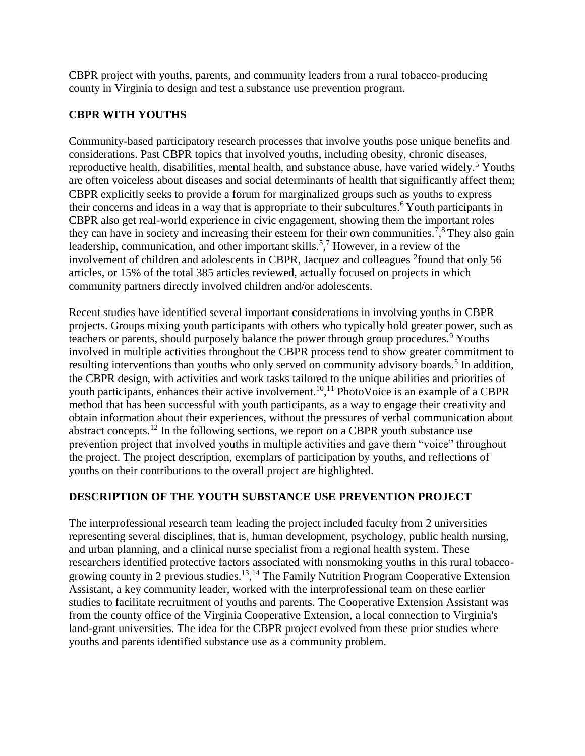CBPR project with youths, parents, and community leaders from a rural tobacco-producing county in Virginia to design and test a substance use prevention program.

## CBPR WITH YOUTHS

Community-based participatory research processes that involve youths pose unique benefits and considerations. Past CBPR topics that involved youths, including obesity, chronic diseases, reproductive health, disabilities, mental health, and substance abuse, have varied widely.[5] Youths are often voiceless about diseases and social determinants of health that significantly affect them; CBPR explicitly seeks to provide a forum for marginalized groups such as youths to express their concerns and ideas in a way that is appropriate to their subcultures.[6] Youth participants in CBPR also get real-world experience in civic engagement, showing them the important roles they can have in society and increasing their esteem for their own communities.[7,8] They also gain leadership, communication, and other important skills.[5,7] However, in a review of the involvement of children and adolescents in CBPR, Jacquez and colleagues [2] found that only 56 articles, or 15% of the total 385 articles reviewed, actually focused on projects in which community partners directly involved children and/or adolescents.

Recent studies have identified several important considerations in involving youths in CBPR projects. Groups mixing youth participants with others who typically hold greater power, such as teachers or parents, should purposely balance the power through group procedures.[9] Youths involved in multiple activities throughout the CBPR process tend to show greater commitment to resulting interventions than youths who only served on community advisory boards.[5] In addition, the CBPR design, with activities and work tasks tailored to the unique abilities and priorities of youth participants, enhances their active involvement.[10,11] PhotoVoice is an example of a CBPR method that has been successful with youth participants, as a way to engage their creativity and obtain information about their experiences, without the pressures of verbal communication about abstract concepts.[12] In the following sections, we report on a CBPR youth substance use prevention project that involved youths in multiple activities and gave them "voice" throughout the project. The project description, exemplars of participation by youths, and reflections of youths on their contributions to the overall project are highlighted.

## DESCRIPTION OF THE YOUTH SUBSTANCE USE PREVENTION PROJECT

The interprofessional research team leading the project included faculty from 2 universities representing several disciplines, that is, human development, psychology, public health nursing, and urban planning, and a clinical nurse specialist from a regional health system. These researchers identified protective factors associated with nonsmoking youths in this rural tobacco-growing county in 2 previous studies.[13,14] The Family Nutrition Program Cooperative Extension Assistant, a key community leader, worked with the interprofessional team on these earlier studies to facilitate recruitment of youths and parents. The Cooperative Extension Assistant was from the county office of the Virginia Cooperative Extension, a local connection to Virginia's land-grant universities. The idea for the CBPR project evolved from these prior studies where youths and parents identified substance use as a community problem.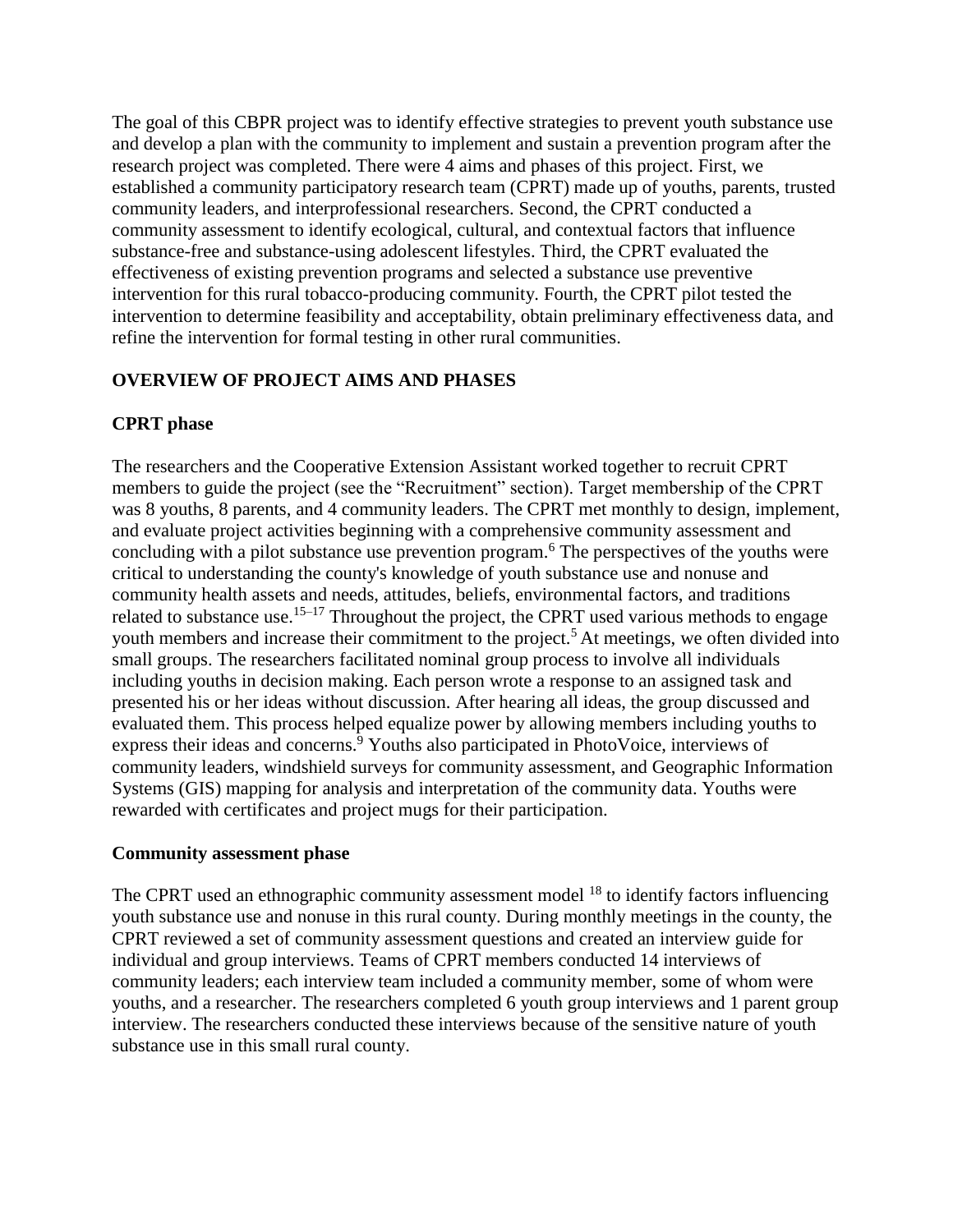The goal of this CBPR project was to identify effective strategies to prevent youth substance use and develop a plan with the community to implement and sustain a prevention program after the research project was completed. There were 4 aims and phases of this project. First, we established a community participatory research team (CPRT) made up of youths, parents, trusted community leaders, and interprofessional researchers. Second, the CPRT conducted a community assessment to identify ecological, cultural, and contextual factors that influence substance-free and substance-using adolescent lifestyles. Third, the CPRT evaluated the effectiveness of existing prevention programs and selected a substance use preventive intervention for this rural tobacco-producing community. Fourth, the CPRT pilot tested the intervention to determine feasibility and acceptability, obtain preliminary effectiveness data, and refine the intervention for formal testing in other rural communities.

## OVERVIEW OF PROJECT AIMS AND PHASES

### CPRT phase

The researchers and the Cooperative Extension Assistant worked together to recruit CPRT members to guide the project (see the "Recruitment" section). Target membership of the CPRT was 8 youths, 8 parents, and 4 community leaders. The CPRT met monthly to design, implement, and evaluate project activities beginning with a comprehensive community assessment and concluding with a pilot substance use prevention program.[6] The perspectives of the youths were critical to understanding the county's knowledge of youth substance use and nonuse and community health assets and needs, attitudes, beliefs, environmental factors, and traditions related to substance use.[15–17] Throughout the project, the CPRT used various methods to engage youth members and increase their commitment to the project.[5] At meetings, we often divided into small groups. The researchers facilitated nominal group process to involve all individuals including youths in decision making. Each person wrote a response to an assigned task and presented his or her ideas without discussion. After hearing all ideas, the group discussed and evaluated them. This process helped equalize power by allowing members including youths to express their ideas and concerns.[9] Youths also participated in PhotoVoice, interviews of community leaders, windshield surveys for community assessment, and Geographic Information Systems (GIS) mapping for analysis and interpretation of the community data. Youths were rewarded with certificates and project mugs for their participation.

### Community assessment phase

The CPRT used an ethnographic community assessment model [18] to identify factors influencing youth substance use and nonuse in this rural county. During monthly meetings in the county, the CPRT reviewed a set of community assessment questions and created an interview guide for individual and group interviews. Teams of CPRT members conducted 14 interviews of community leaders; each interview team included a community member, some of whom were youths, and a researcher. The researchers completed 6 youth group interviews and 1 parent group interview. The researchers conducted these interviews because of the sensitive nature of youth substance use in this small rural county.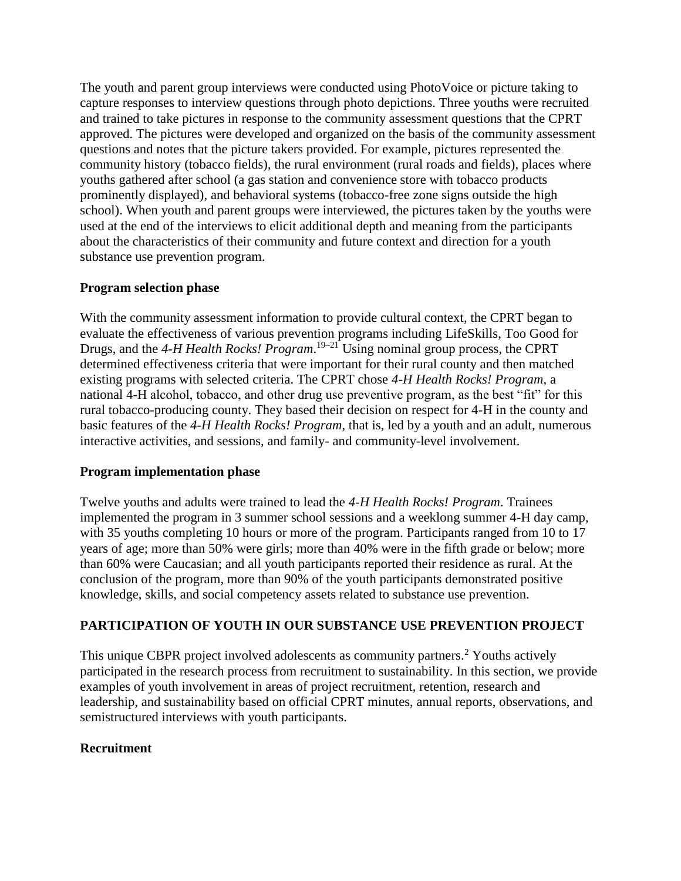The youth and parent group interviews were conducted using PhotoVoice or picture taking to capture responses to interview questions through photo depictions. Three youths were recruited and trained to take pictures in response to the community assessment questions that the CPRT approved. The pictures were developed and organized on the basis of the community assessment questions and notes that the picture takers provided. For example, pictures represented the community history (tobacco fields), the rural environment (rural roads and fields), places where youths gathered after school (a gas station and convenience store with tobacco products prominently displayed), and behavioral systems (tobacco-free zone signs outside the high school). When youth and parent groups were interviewed, the pictures taken by the youths were used at the end of the interviews to elicit additional depth and meaning from the participants about the characteristics of their community and future context and direction for a youth substance use prevention program.

### Program selection phase

With the community assessment information to provide cultural context, the CPRT began to evaluate the effectiveness of various prevention programs including LifeSkills, Too Good for Drugs, and the *4-H Health Rocks! Program*.[19–21] Using nominal group process, the CPRT determined effectiveness criteria that were important for their rural county and then matched existing programs with selected criteria. The CPRT chose *4-H Health Rocks! Program*, a national 4-H alcohol, tobacco, and other drug use preventive program, as the best "fit" for this rural tobacco-producing county. They based their decision on respect for 4-H in the county and basic features of the *4-H Health Rocks! Program*, that is, led by a youth and an adult, numerous interactive activities, and sessions, and family- and community-level involvement.

### Program implementation phase

Twelve youths and adults were trained to lead the *4-H Health Rocks! Program*. Trainees implemented the program in 3 summer school sessions and a weeklong summer 4-H day camp, with 35 youths completing 10 hours or more of the program. Participants ranged from 10 to 17 years of age; more than 50% were girls; more than 40% were in the fifth grade or below; more than 60% were Caucasian; and all youth participants reported their residence as rural. At the conclusion of the program, more than 90% of the youth participants demonstrated positive knowledge, skills, and social competency assets related to substance use prevention.

## PARTICIPATION OF YOUTH IN OUR SUBSTANCE USE PREVENTION PROJECT

This unique CBPR project involved adolescents as community partners.[2] Youths actively participated in the research process from recruitment to sustainability. In this section, we provide examples of youth involvement in areas of project recruitment, retention, research and leadership, and sustainability based on official CPRT minutes, annual reports, observations, and semistructured interviews with youth participants.

### Recruitment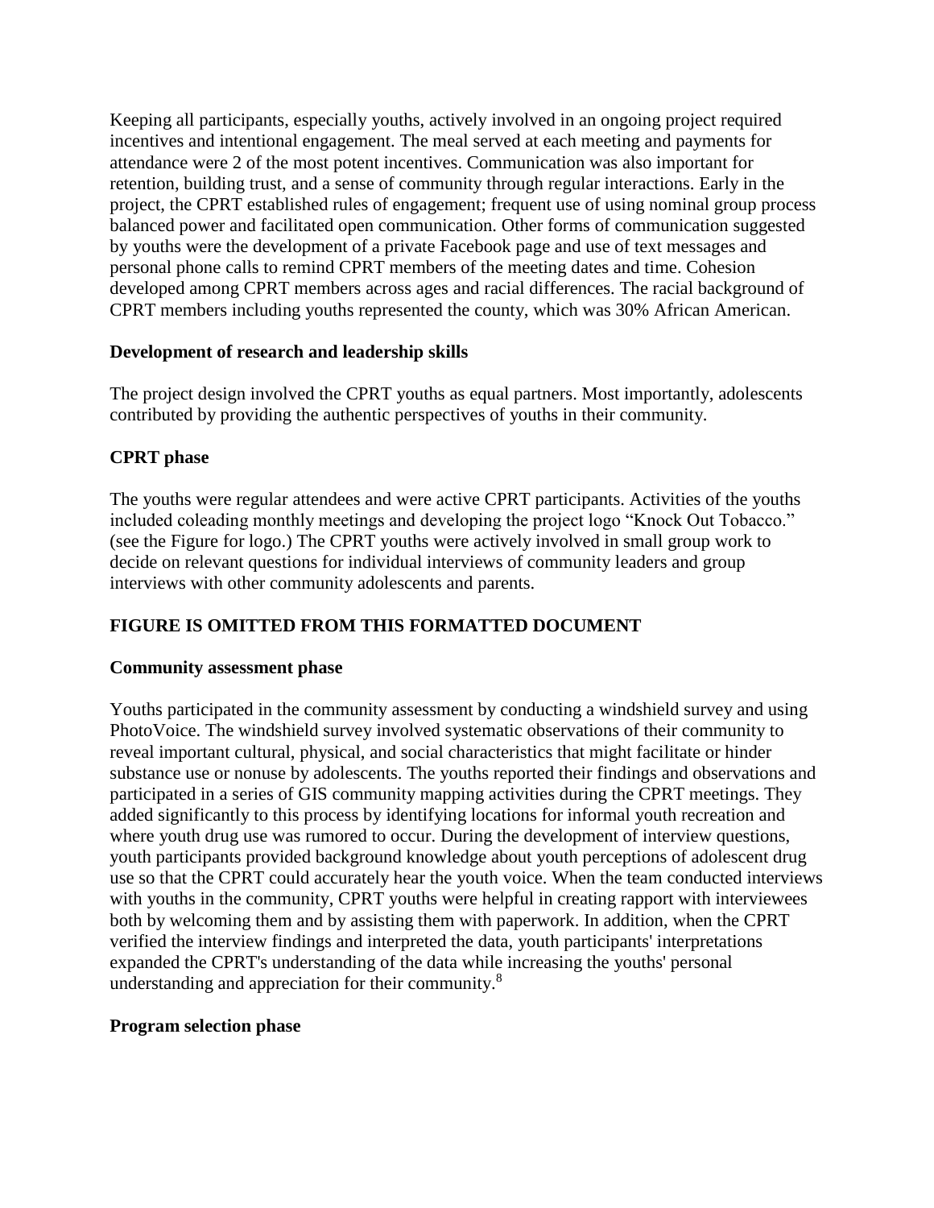Keeping all participants, especially youths, actively involved in an ongoing project required incentives and intentional engagement. The meal served at each meeting and payments for attendance were 2 of the most potent incentives. Communication was also important for retention, building trust, and a sense of community through regular interactions. Early in the project, the CPRT established rules of engagement; frequent use of using nominal group process balanced power and facilitated open communication. Other forms of communication suggested by youths were the development of a private Facebook page and use of text messages and personal phone calls to remind CPRT members of the meeting dates and time. Cohesion developed among CPRT members across ages and racial differences. The racial background of CPRT members including youths represented the county, which was 30% African American.

### Development of research and leadership skills

The project design involved the CPRT youths as equal partners. Most importantly, adolescents contributed by providing the authentic perspectives of youths in their community.

### CPRT phase

The youths were regular attendees and were active CPRT participants. Activities of the youths included coleading monthly meetings and developing the project logo "Knock Out Tobacco." (see the Figure for logo.) The CPRT youths were actively involved in small group work to decide on relevant questions for individual interviews of community leaders and group interviews with other community adolescents and parents.

**FIGURE IS OMITTED FROM THIS FORMATTED DOCUMENT**

### Community assessment phase

Youths participated in the community assessment by conducting a windshield survey and using PhotoVoice. The windshield survey involved systematic observations of their community to reveal important cultural, physical, and social characteristics that might facilitate or hinder substance use or nonuse by adolescents. The youths reported their findings and observations and participated in a series of GIS community mapping activities during the CPRT meetings. They added significantly to this process by identifying locations for informal youth recreation and where youth drug use was rumored to occur. During the development of interview questions, youth participants provided background knowledge about youth perceptions of adolescent drug use so that the CPRT could accurately hear the youth voice. When the team conducted interviews with youths in the community, CPRT youths were helpful in creating rapport with interviewees both by welcoming them and by assisting them with paperwork. In addition, when the CPRT verified the interview findings and interpreted the data, youth participants' interpretations expanded the CPRT's understanding of the data while increasing the youths' personal understanding and appreciation for their community.[8]

### Program selection phase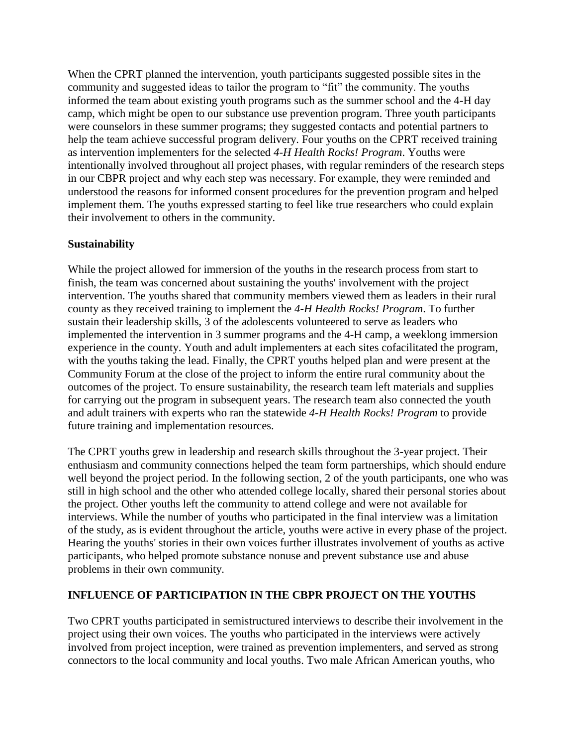When the CPRT planned the intervention, youth participants suggested possible sites in the community and suggested ideas to tailor the program to "fit" the community. The youths informed the team about existing youth programs such as the summer school and the 4-H day camp, which might be open to our substance use prevention program. Three youth participants were counselors in these summer programs; they suggested contacts and potential partners to help the team achieve successful program delivery. Four youths on the CPRT received training as intervention implementers for the selected *4-H Health Rocks! Program*. Youths were intentionally involved throughout all project phases, with regular reminders of the research steps in our CBPR project and why each step was necessary. For example, they were reminded and understood the reasons for informed consent procedures for the prevention program and helped implement them. The youths expressed starting to feel like true researchers who could explain their involvement to others in the community.

### Sustainability

While the project allowed for immersion of the youths in the research process from start to finish, the team was concerned about sustaining the youths' involvement with the project intervention. The youths shared that community members viewed them as leaders in their rural county as they received training to implement the *4-H Health Rocks! Program*. To further sustain their leadership skills, 3 of the adolescents volunteered to serve as leaders who implemented the intervention in 3 summer programs and the 4-H camp, a weeklong immersion experience in the county. Youth and adult implementers at each sites cofacilitated the program, with the youths taking the lead. Finally, the CPRT youths helped plan and were present at the Community Forum at the close of the project to inform the entire rural community about the outcomes of the project. To ensure sustainability, the research team left materials and supplies for carrying out the program in subsequent years. The research team also connected the youth and adult trainers with experts who ran the statewide *4-H Health Rocks! Program* to provide future training and implementation resources.

The CPRT youths grew in leadership and research skills throughout the 3-year project. Their enthusiasm and community connections helped the team form partnerships, which should endure well beyond the project period. In the following section, 2 of the youth participants, one who was still in high school and the other who attended college locally, shared their personal stories about the project. Other youths left the community to attend college and were not available for interviews. While the number of youths who participated in the final interview was a limitation of the study, as is evident throughout the article, youths were active in every phase of the project. Hearing the youths' stories in their own voices further illustrates involvement of youths as active participants, who helped promote substance nonuse and prevent substance use and abuse problems in their own community.

## INFLUENCE OF PARTICIPATION IN THE CBPR PROJECT ON THE YOUTHS

Two CPRT youths participated in semistructured interviews to describe their involvement in the project using their own voices. The youths who participated in the interviews were actively involved from project inception, were trained as prevention implementers, and served as strong connectors to the local community and local youths. Two male African American youths, who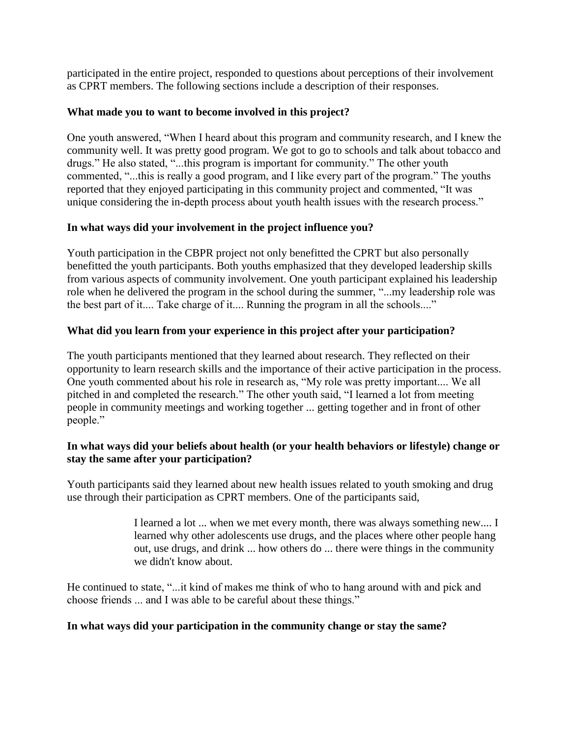participated in the entire project, responded to questions about perceptions of their involvement as CPRT members. The following sections include a description of their responses.

### What made you to want to become involved in this project?

One youth answered, "When I heard about this program and community research, and I knew the community well. It was pretty good program. We got to go to schools and talk about tobacco and drugs." He also stated, "...this program is important for community." The other youth commented, "...this is really a good program, and I like every part of the program." The youths reported that they enjoyed participating in this community project and commented, "It was unique considering the in-depth process about youth health issues with the research process."

### In what ways did your involvement in the project influence you?

Youth participation in the CBPR project not only benefitted the CPRT but also personally benefitted the youth participants. Both youths emphasized that they developed leadership skills from various aspects of community involvement. One youth participant explained his leadership role when he delivered the program in the school during the summer, "...my leadership role was the best part of it.... Take charge of it.... Running the program in all the schools...."

### What did you learn from your experience in this project after your participation?

The youth participants mentioned that they learned about research. They reflected on their opportunity to learn research skills and the importance of their active participation in the process. One youth commented about his role in research as, "My role was pretty important.... We all pitched in and completed the research." The other youth said, "I learned a lot from meeting people in community meetings and working together ... getting together and in front of other people."

### In what ways did your beliefs about health (or your health behaviors or lifestyle) change or stay the same after your participation?

Youth participants said they learned about new health issues related to youth smoking and drug use through their participation as CPRT members. One of the participants said,

> I learned a lot ... when we met every month, there was always something new.... I learned why other adolescents use drugs, and the places where other people hang out, use drugs, and drink ... how others do ... there were things in the community we didn't know about.

He continued to state, "...it kind of makes me think of who to hang around with and pick and choose friends ... and I was able to be careful about these things."

### In what ways did your participation in the community change or stay the same?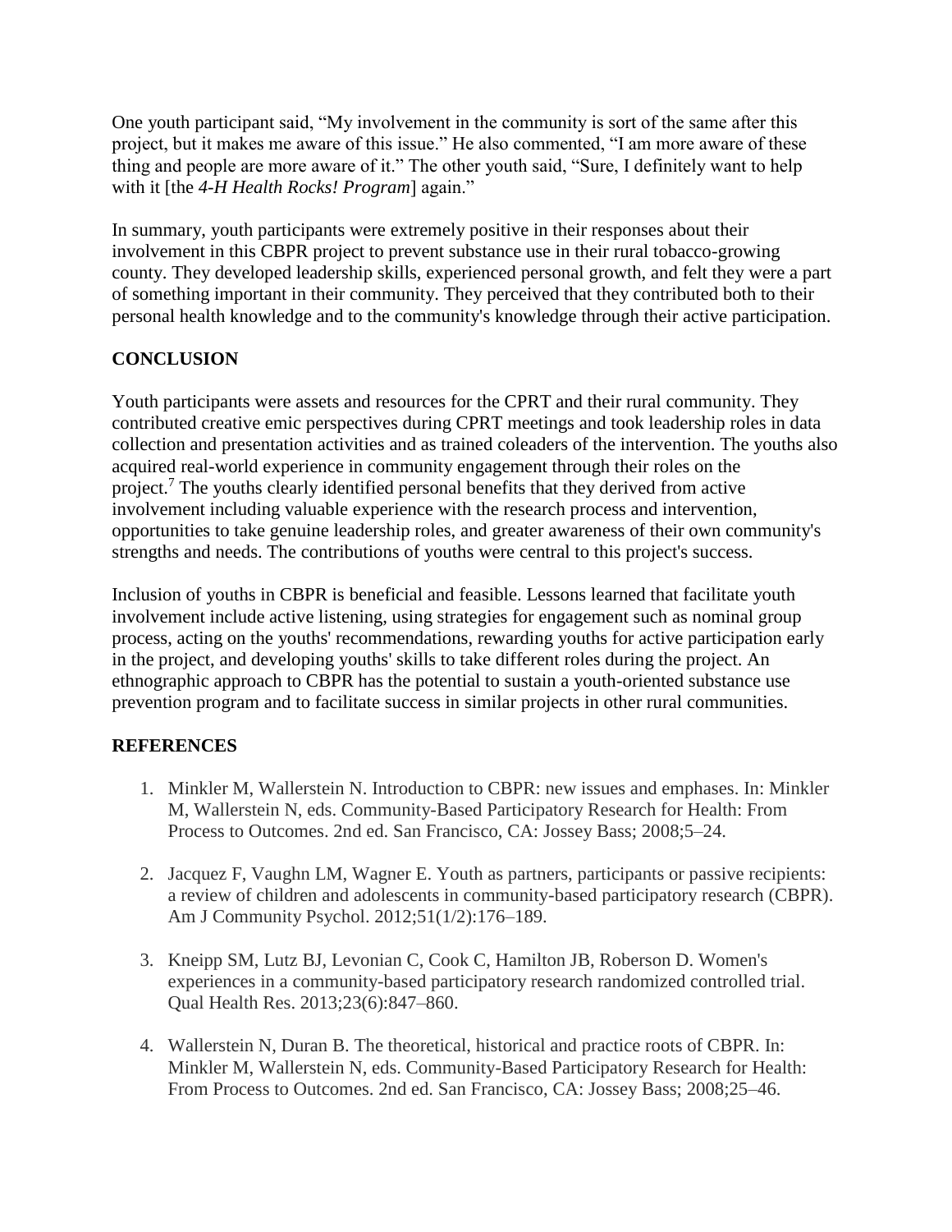One youth participant said, "My involvement in the community is sort of the same after this project, but it makes me aware of this issue." He also commented, "I am more aware of these thing and people are more aware of it." The other youth said, "Sure, I definitely want to help with it [the *4-H Health Rocks! Program*] again."

In summary, youth participants were extremely positive in their responses about their involvement in this CBPR project to prevent substance use in their rural tobacco-growing county. They developed leadership skills, experienced personal growth, and felt they were a part of something important in their community. They perceived that they contributed both to their personal health knowledge and to the community's knowledge through their active participation.

## CONCLUSION

Youth participants were assets and resources for the CPRT and their rural community. They contributed creative emic perspectives during CPRT meetings and took leadership roles in data collection and presentation activities and as trained coleaders of the intervention. The youths also acquired real-world experience in community engagement through their roles on the project.[7] The youths clearly identified personal benefits that they derived from active involvement including valuable experience with the research process and intervention, opportunities to take genuine leadership roles, and greater awareness of their own community's strengths and needs. The contributions of youths were central to this project's success.

Inclusion of youths in CBPR is beneficial and feasible. Lessons learned that facilitate youth involvement include active listening, using strategies for engagement such as nominal group process, acting on the youths' recommendations, rewarding youths for active participation early in the project, and developing youths' skills to take different roles during the project. An ethnographic approach to CBPR has the potential to sustain a youth-oriented substance use prevention program and to facilitate success in similar projects in other rural communities.

## REFERENCES

1. Minkler M, Wallerstein N. Introduction to CBPR: new issues and emphases. In: Minkler M, Wallerstein N, eds. Community-Based Participatory Research for Health: From Process to Outcomes. 2nd ed. San Francisco, CA: Jossey Bass; 2008;5–24.
2. Jacquez F, Vaughn LM, Wagner E. Youth as partners, participants or passive recipients: a review of children and adolescents in community-based participatory research (CBPR). Am J Community Psychol. 2012;51(1/2):176–189.
3. Kneipp SM, Lutz BJ, Levonian C, Cook C, Hamilton JB, Roberson D. Women's experiences in a community-based participatory research randomized controlled trial. Qual Health Res. 2013;23(6):847–860.
4. Wallerstein N, Duran B. The theoretical, historical and practice roots of CBPR. In: Minkler M, Wallerstein N, eds. Community-Based Participatory Research for Health: From Process to Outcomes. 2nd ed. San Francisco, CA: Jossey Bass; 2008;25–46.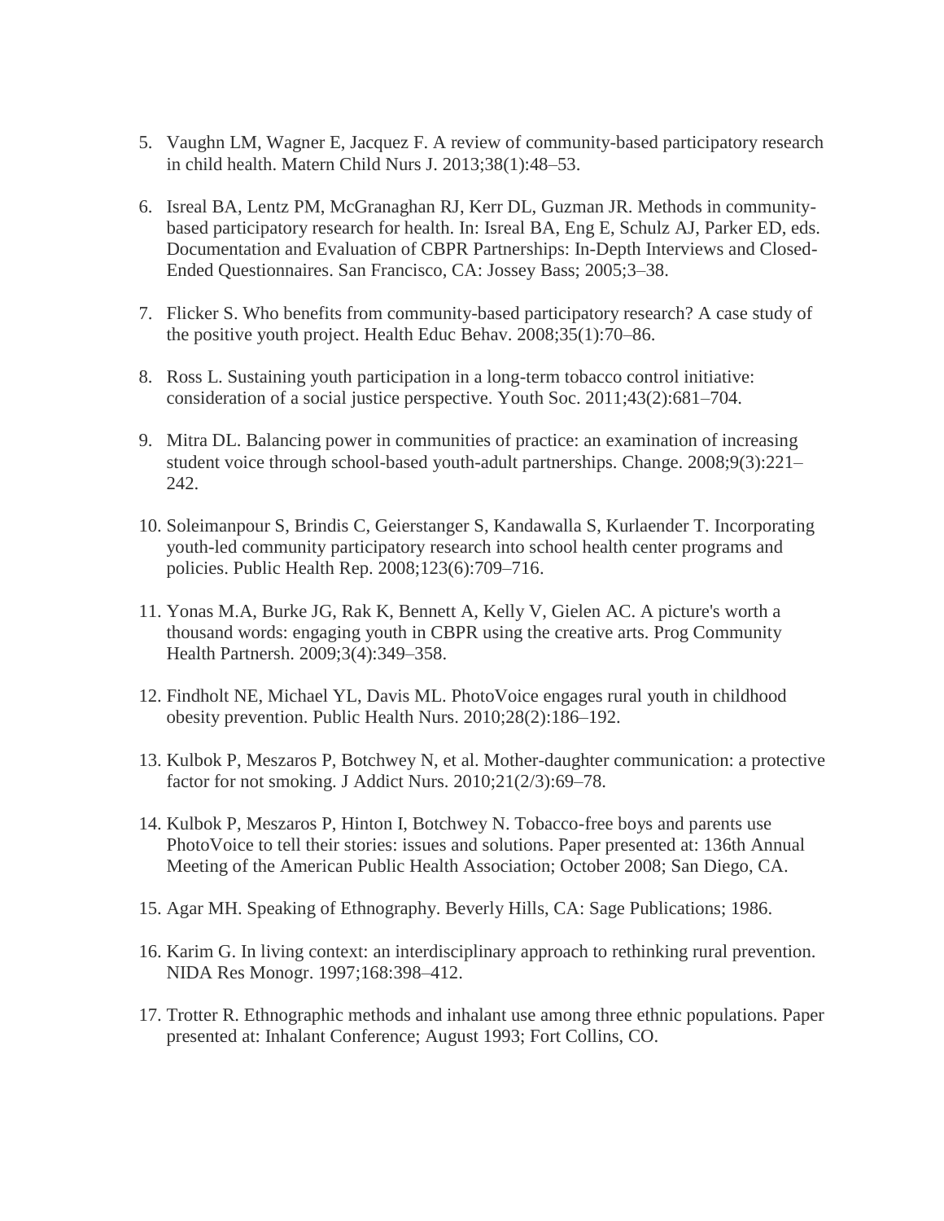5. Vaughn LM, Wagner E, Jacquez F. A review of community-based participatory research in child health. Matern Child Nurs J. 2013;38(1):48–53.

6. Isreal BA, Lentz PM, McGranaghan RJ, Kerr DL, Guzman JR. Methods in community-based participatory research for health. In: Isreal BA, Eng E, Schulz AJ, Parker ED, eds. Documentation and Evaluation of CBPR Partnerships: In-Depth Interviews and Closed-Ended Questionnaires. San Francisco, CA: Jossey Bass; 2005;3–38.

7. Flicker S. Who benefits from community-based participatory research? A case study of the positive youth project. Health Educ Behav. 2008;35(1):70–86.

8. Ross L. Sustaining youth participation in a long-term tobacco control initiative: consideration of a social justice perspective. Youth Soc. 2011;43(2):681–704.

9. Mitra DL. Balancing power in communities of practice: an examination of increasing student voice through school-based youth-adult partnerships. Change. 2008;9(3):221–242.

10. Soleimanpour S, Brindis C, Geierstanger S, Kandawalla S, Kurlaender T. Incorporating youth-led community participatory research into school health center programs and policies. Public Health Rep. 2008;123(6):709–716.

11. Yonas M.A, Burke JG, Rak K, Bennett A, Kelly V, Gielen AC. A picture's worth a thousand words: engaging youth in CBPR using the creative arts. Prog Community Health Partnersh. 2009;3(4):349–358.

12. Findholt NE, Michael YL, Davis ML. PhotoVoice engages rural youth in childhood obesity prevention. Public Health Nurs. 2010;28(2):186–192.

13. Kulbok P, Meszaros P, Botchwey N, et al. Mother-daughter communication: a protective factor for not smoking. J Addict Nurs. 2010;21(2/3):69–78.

14. Kulbok P, Meszaros P, Hinton I, Botchwey N. Tobacco-free boys and parents use PhotoVoice to tell their stories: issues and solutions. Paper presented at: 136th Annual Meeting of the American Public Health Association; October 2008; San Diego, CA.

15. Agar MH. Speaking of Ethnography. Beverly Hills, CA: Sage Publications; 1986.

16. Karim G. In living context: an interdisciplinary approach to rethinking rural prevention. NIDA Res Monogr. 1997;168:398–412.

17. Trotter R. Ethnographic methods and inhalant use among three ethnic populations. Paper presented at: Inhalant Conference; August 1993; Fort Collins, CO.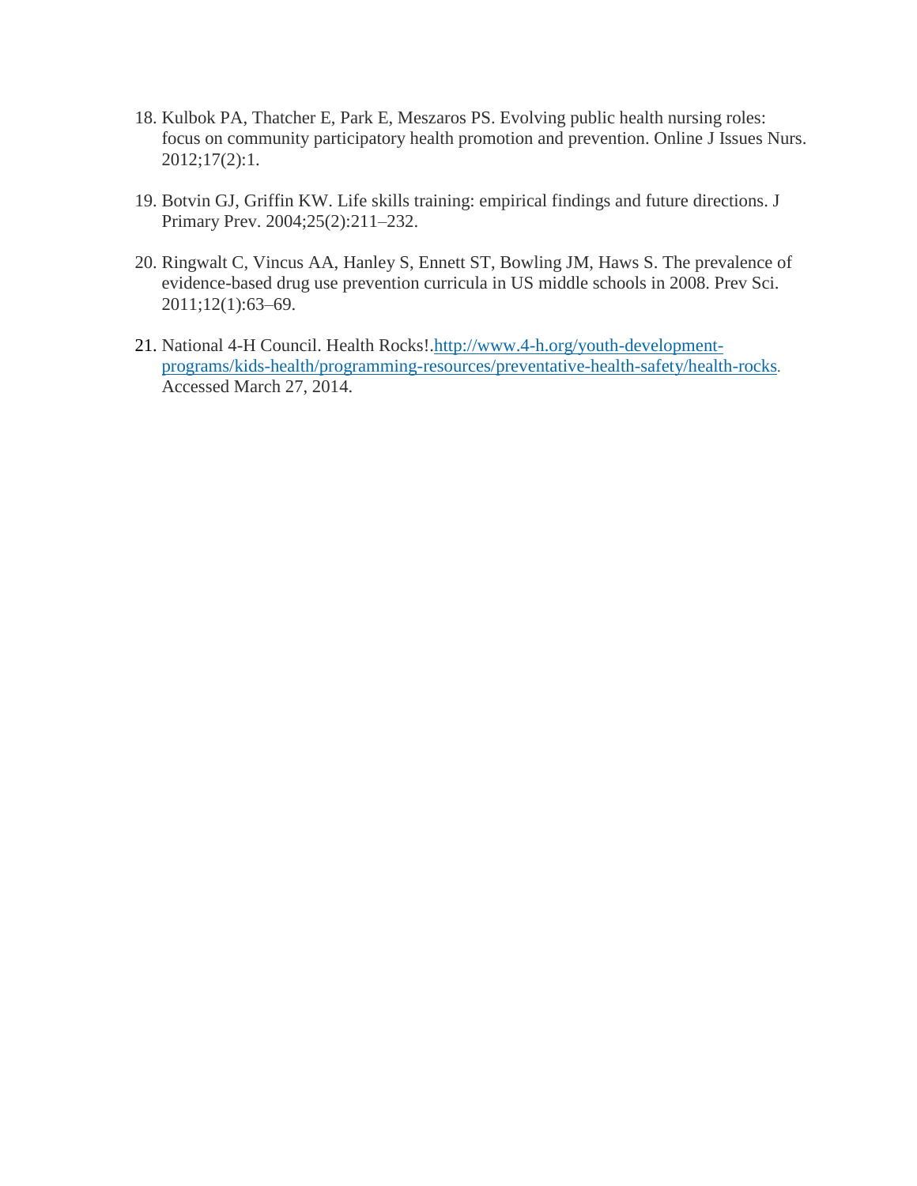18. Kulbok PA, Thatcher E, Park E, Meszaros PS. Evolving public health nursing roles: focus on community participatory health promotion and prevention. Online J Issues Nurs. 2012;17(2):1.

19. Botvin GJ, Griffin KW. Life skills training: empirical findings and future directions. J Primary Prev. 2004;25(2):211–232.

20. Ringwalt C, Vincus AA, Hanley S, Ennett ST, Bowling JM, Haws S. The prevalence of evidence-based drug use prevention curricula in US middle schools in 2008. Prev Sci. 2011;12(1):63–69.

21. National 4-H Council. Health Rocks!.http://www.4-h.org/youth-development-programs/kids-health/programming-resources/preventative-health-safety/health-rocks. Accessed March 27, 2014.